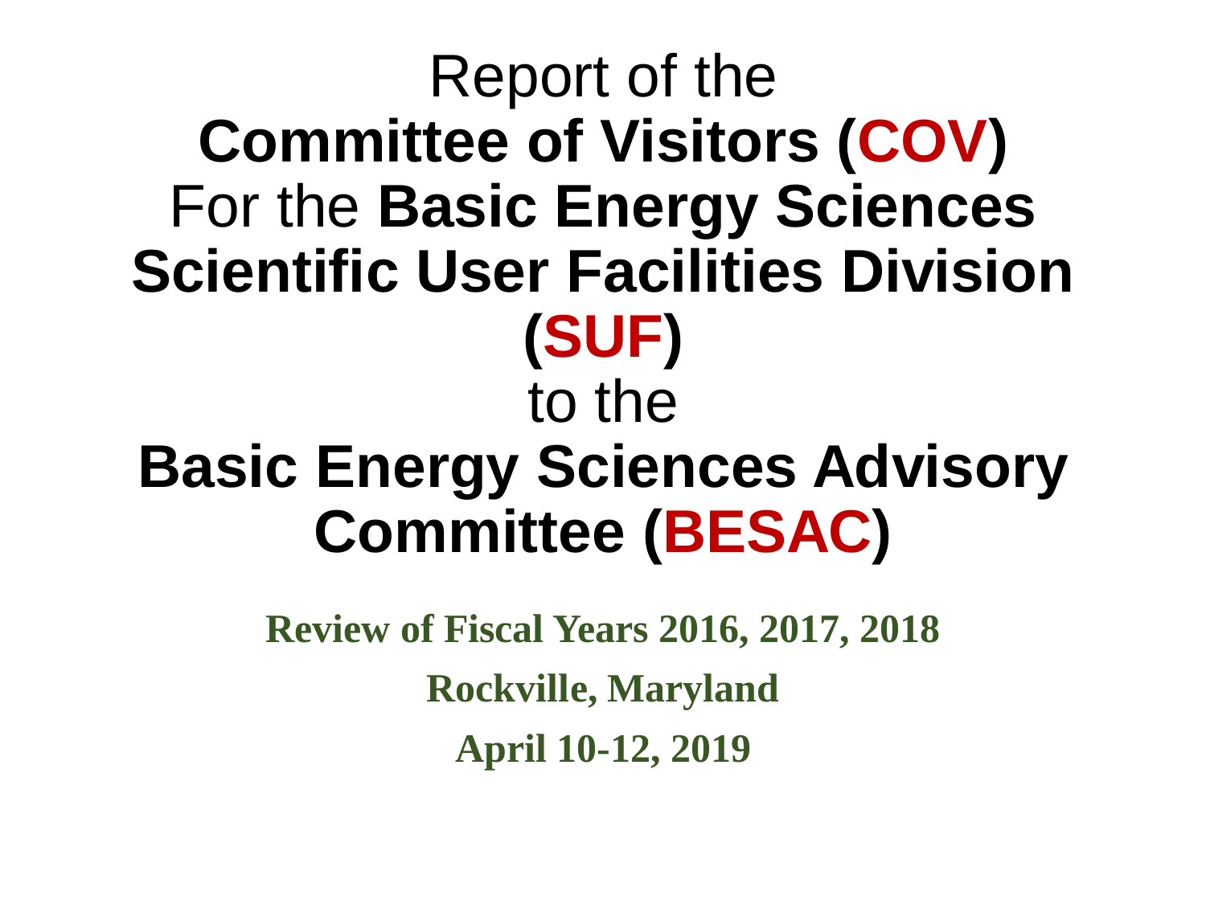# Report of the **Committee of Visitors (COV)** For the **Basic Energy Sciences Scientific User Facilities Division (SUF)** to the **Basic Energy Sciences Advisory Committee (BESAC)**

**Review of Fiscal Years 2016, 2017, 2018**

**Rockville, Maryland**

**April 10-12, 2019**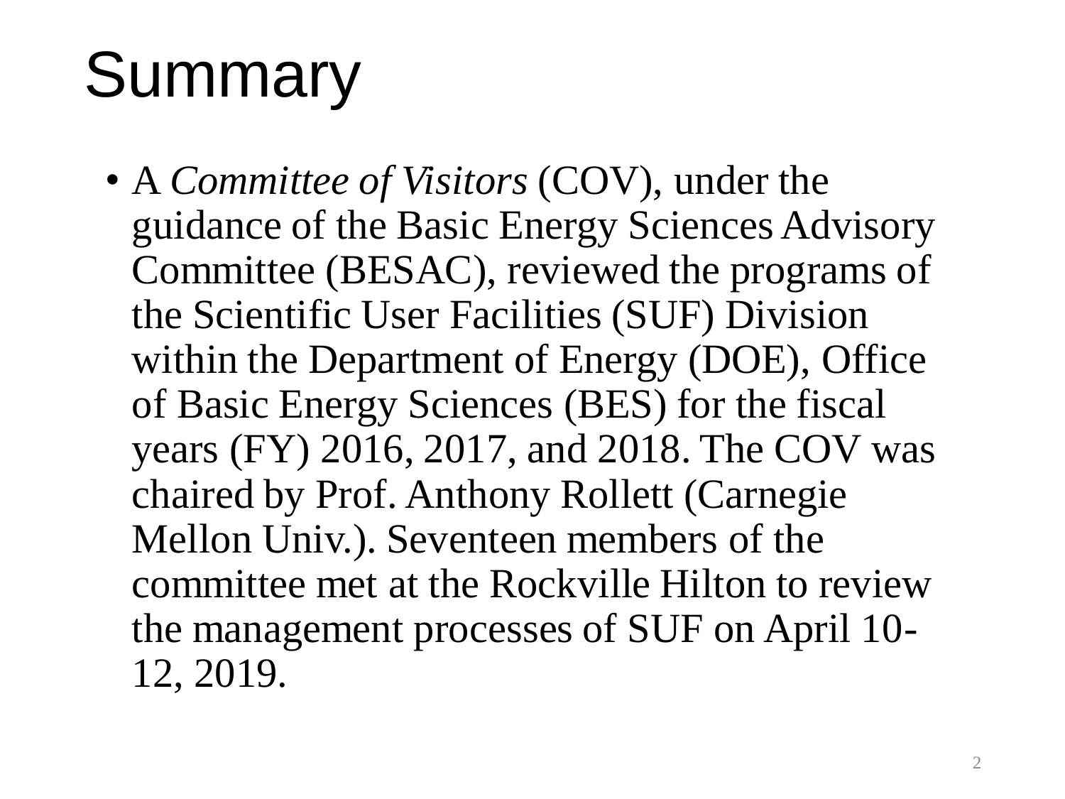# Summary

- A *Committee of Visitors* (COV), under the guidance of the Basic Energy Sciences Advisory Committee (BESAC), reviewed the programs of the Scientific User Facilities (SUF) Division within the Department of Energy (DOE), Office of Basic Energy Sciences (BES) for the fiscal years (FY) 2016, 2017, and 2018. The COV was chaired by Prof. Anthony Rollett (Carnegie Mellon Univ.). Seventeen members of the committee met at the Rockville Hilton to review the management processes of SUF on April 10-12, 2019.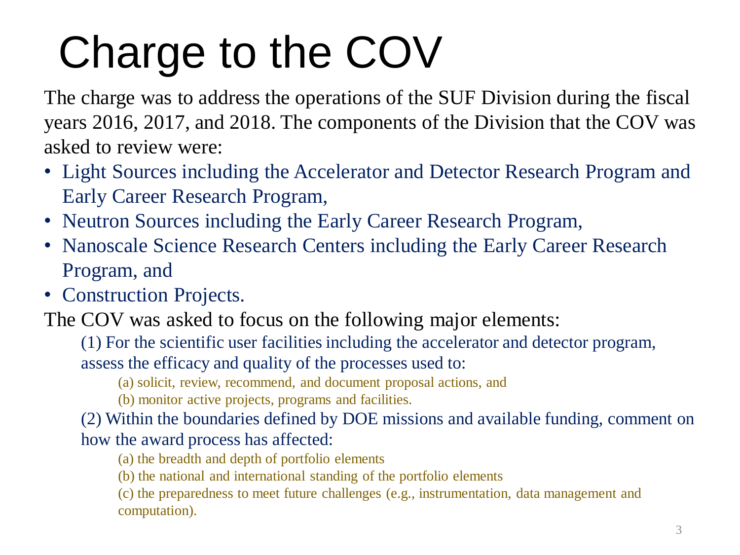# Charge to the COV

The charge was to address the operations of the SUF Division during the fiscal years 2016, 2017, and 2018. The components of the Division that the COV was asked to review were:

- Light Sources including the Accelerator and Detector Research Program and Early Career Research Program,
- Neutron Sources including the Early Career Research Program,
- Nanoscale Science Research Centers including the Early Career Research Program, and
- Construction Projects.

The COV was asked to focus on the following major elements:

(1) For the scientific user facilities including the accelerator and detector program, assess the efficacy and quality of the processes used to:

(a) solicit, review, recommend, and document proposal actions, and

(b) monitor active projects, programs and facilities.

(2) Within the boundaries defined by DOE missions and available funding, comment on how the award process has affected:

(a) the breadth and depth of portfolio elements

(b) the national and international standing of the portfolio elements

(c) the preparedness to meet future challenges (e.g., instrumentation, data management and computation).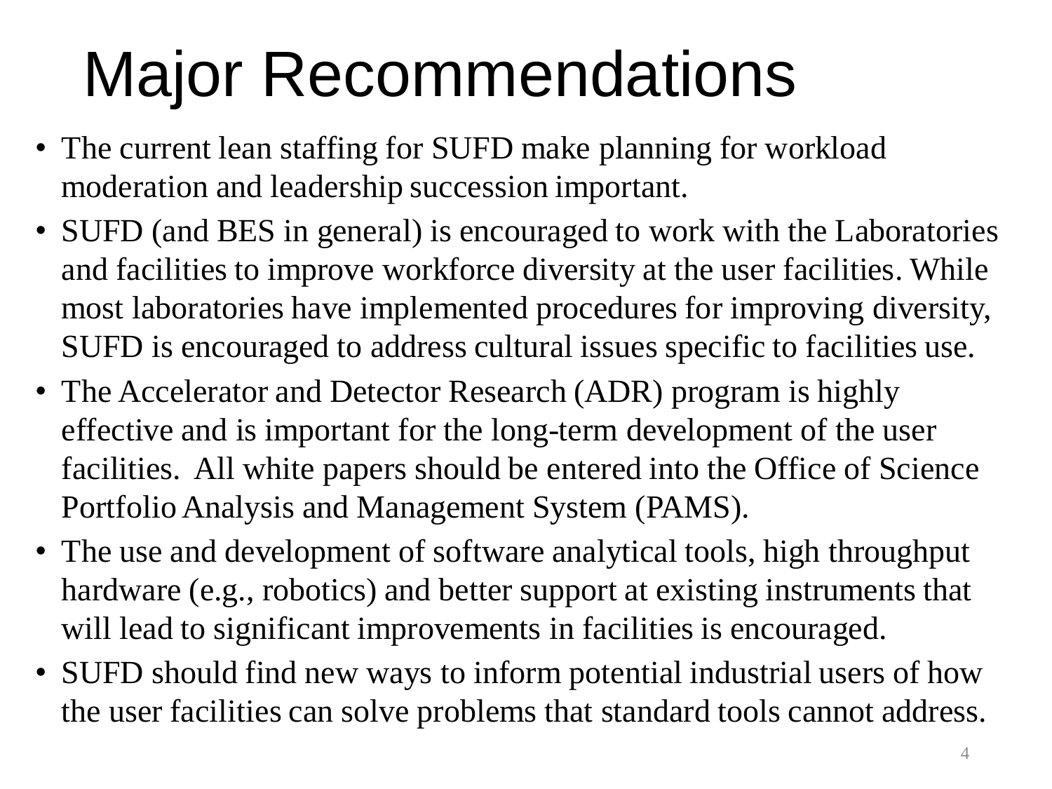# Major Recommendations

- The current lean staffing for SUFD make planning for workload moderation and leadership succession important.
- SUFD (and BES in general) is encouraged to work with the Laboratories and facilities to improve workforce diversity at the user facilities. While most laboratories have implemented procedures for improving diversity, SUFD is encouraged to address cultural issues specific to facilities use.
- The Accelerator and Detector Research (ADR) program is highly effective and is important for the long-term development of the user facilities. All white papers should be entered into the Office of Science Portfolio Analysis and Management System (PAMS).
- The use and development of software analytical tools, high throughput hardware (e.g., robotics) and better support at existing instruments that will lead to significant improvements in facilities is encouraged.
- SUFD should find new ways to inform potential industrial users of how the user facilities can solve problems that standard tools cannot address.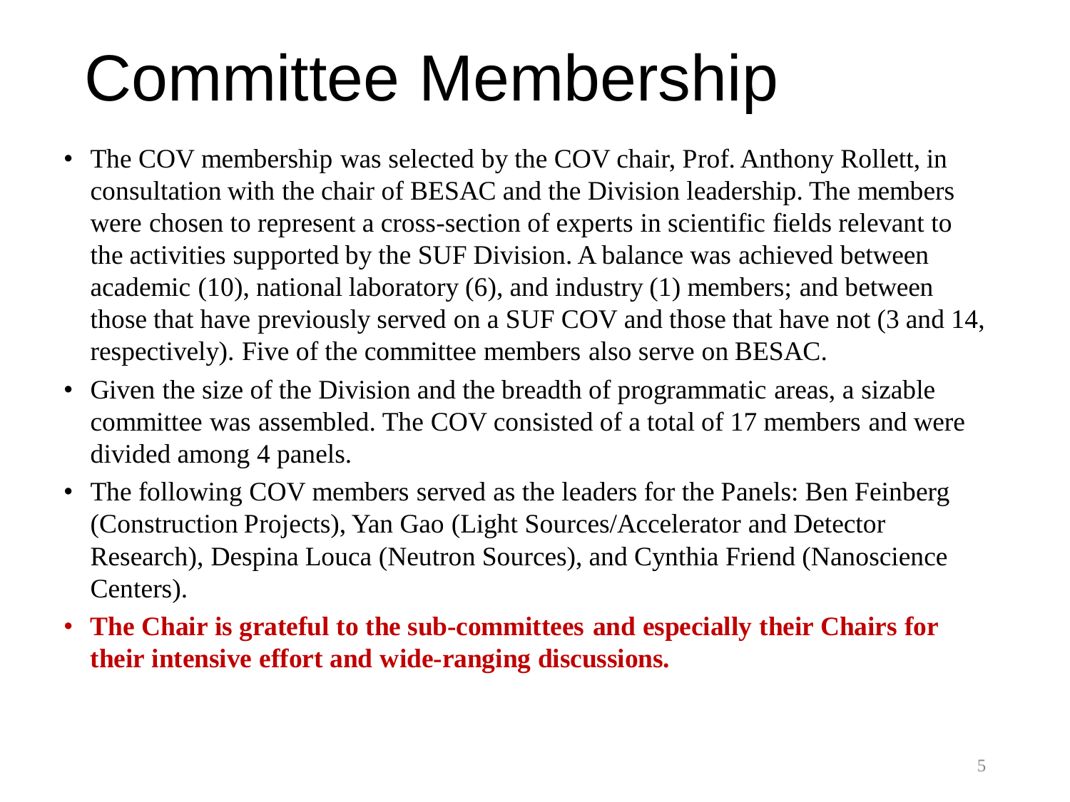# Committee Membership

- The COV membership was selected by the COV chair, Prof. Anthony Rollett, in consultation with the chair of BESAC and the Division leadership. The members were chosen to represent a cross-section of experts in scientific fields relevant to the activities supported by the SUF Division. A balance was achieved between academic (10), national laboratory (6), and industry (1) members; and between those that have previously served on a SUF COV and those that have not (3 and 14, respectively). Five of the committee members also serve on BESAC.
- Given the size of the Division and the breadth of programmatic areas, a sizable committee was assembled. The COV consisted of a total of 17 members and were divided among 4 panels.
- The following COV members served as the leaders for the Panels: Ben Feinberg (Construction Projects), Yan Gao (Light Sources/Accelerator and Detector Research), Despina Louca (Neutron Sources), and Cynthia Friend (Nanoscience Centers).
- **The Chair is grateful to the sub-committees and especially their Chairs for their intensive effort and wide-ranging discussions.**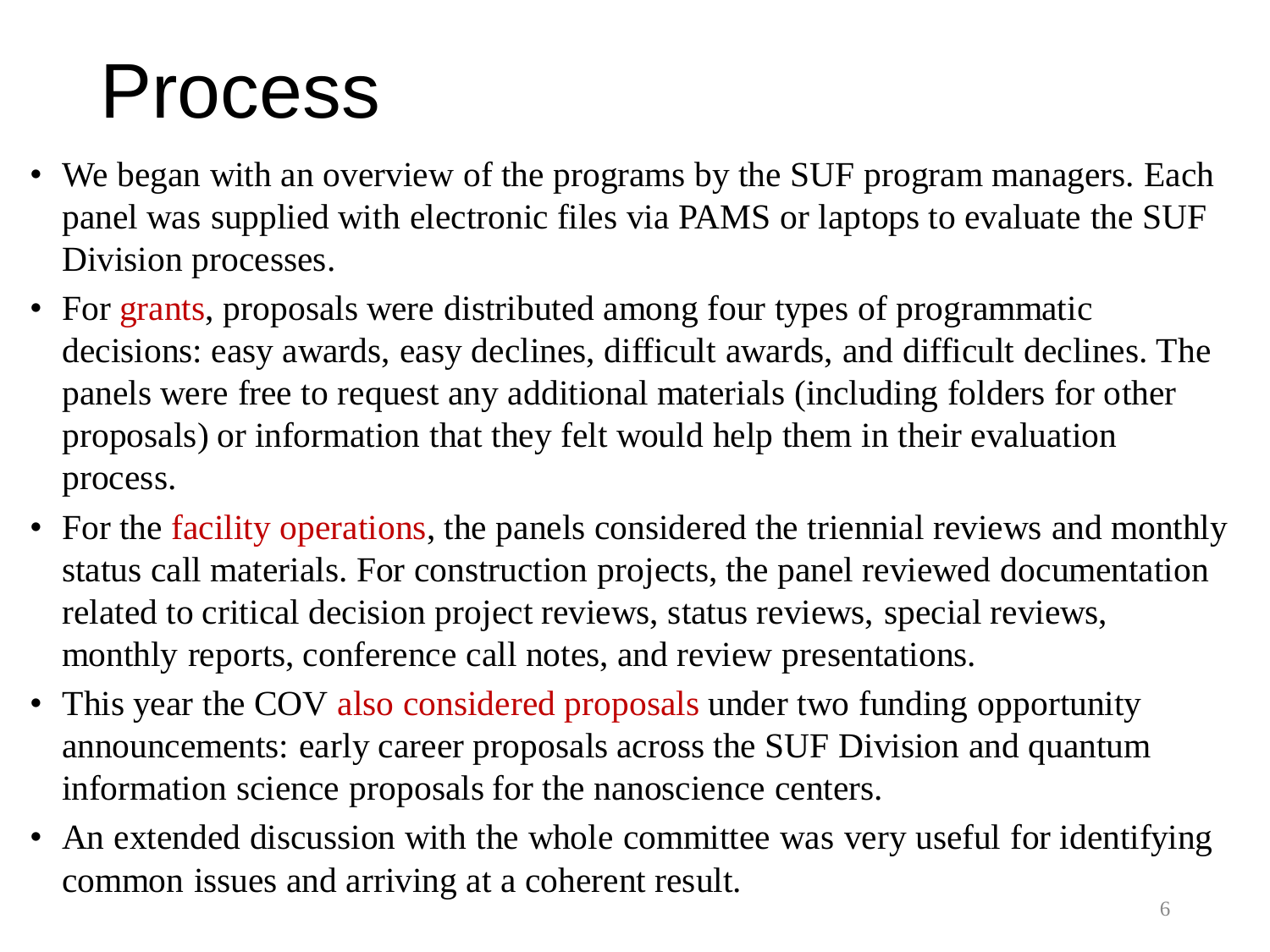# Process

- We began with an overview of the programs by the SUF program managers. Each panel was supplied with electronic files via PAMS or laptops to evaluate the SUF Division processes.
- For grants, proposals were distributed among four types of programmatic decisions: easy awards, easy declines, difficult awards, and difficult declines. The panels were free to request any additional materials (including folders for other proposals) or information that they felt would help them in their evaluation process.
- For the facility operations, the panels considered the triennial reviews and monthly status call materials. For construction projects, the panel reviewed documentation related to critical decision project reviews, status reviews, special reviews, monthly reports, conference call notes, and review presentations.
- This year the COV also considered proposals under two funding opportunity announcements: early career proposals across the SUF Division and quantum information science proposals for the nanoscience centers.
- An extended discussion with the whole committee was very useful for identifying common issues and arriving at a coherent result.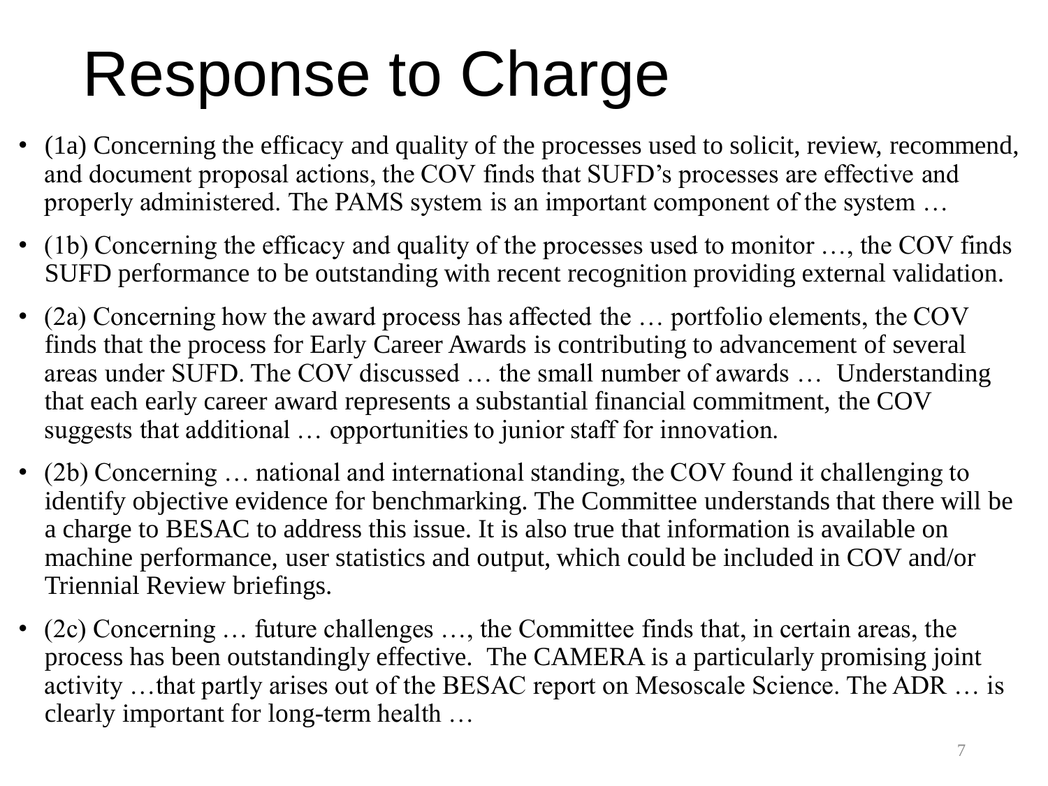# Response to Charge

- (1a) Concerning the efficacy and quality of the processes used to solicit, review, recommend, and document proposal actions, the COV finds that SUFD's processes are effective and properly administered. The PAMS system is an important component of the system …
- (1b) Concerning the efficacy and quality of the processes used to monitor …, the COV finds SUFD performance to be outstanding with recent recognition providing external validation.
- (2a) Concerning how the award process has affected the … portfolio elements, the COV finds that the process for Early Career Awards is contributing to advancement of several areas under SUFD. The COV discussed … the small number of awards … Understanding that each early career award represents a substantial financial commitment, the COV suggests that additional … opportunities to junior staff for innovation.
- (2b) Concerning … national and international standing, the COV found it challenging to identify objective evidence for benchmarking. The Committee understands that there will be a charge to BESAC to address this issue. It is also true that information is available on machine performance, user statistics and output, which could be included in COV and/or Triennial Review briefings.
- (2c) Concerning … future challenges …, the Committee finds that, in certain areas, the process has been outstandingly effective. The CAMERA is a particularly promising joint activity …that partly arises out of the BESAC report on Mesoscale Science. The ADR … is clearly important for long-term health …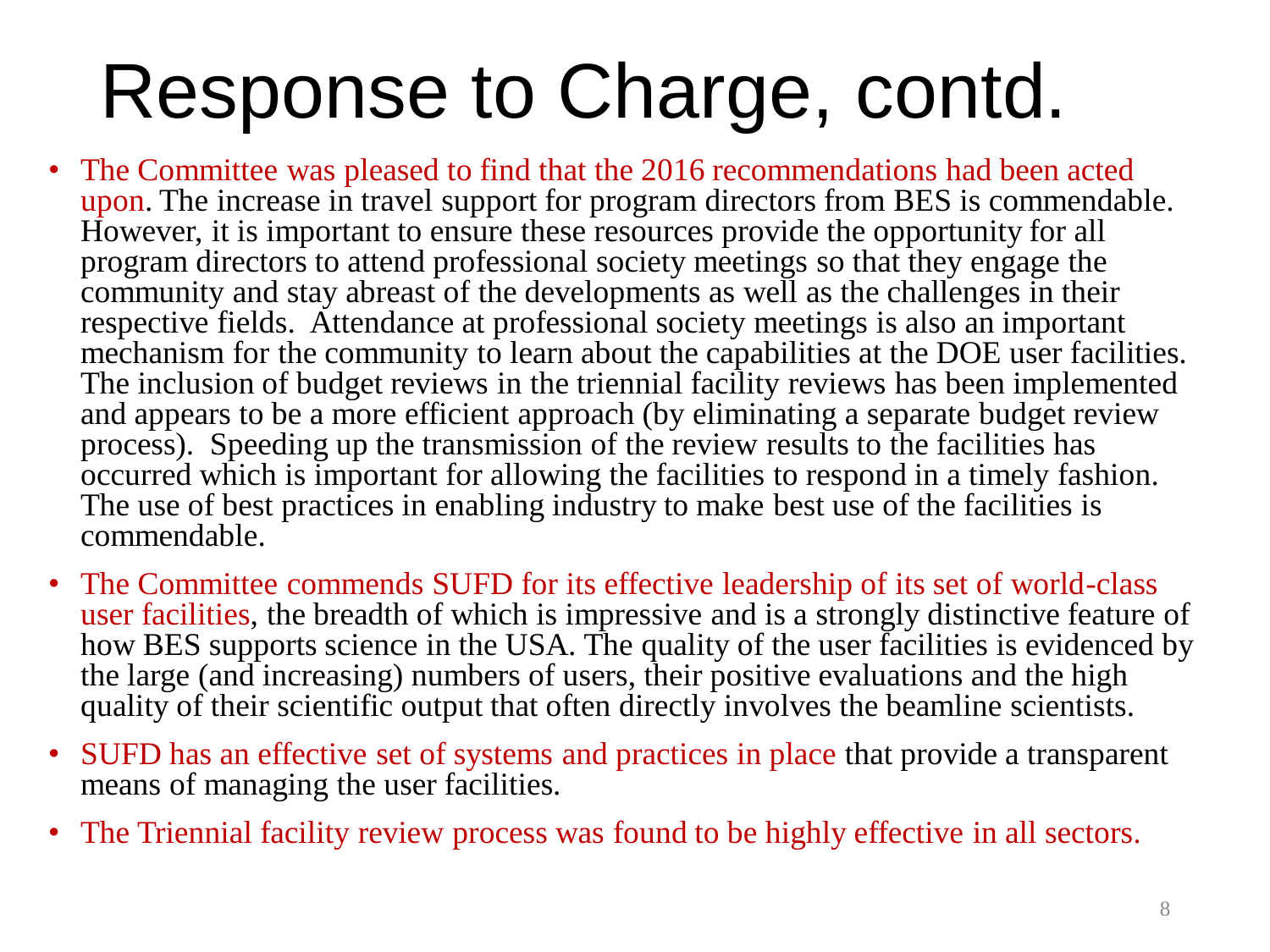# Response to Charge, contd.

- The Committee was pleased to find that the 2016 recommendations had been acted upon. The increase in travel support for program directors from BES is commendable. However, it is important to ensure these resources provide the opportunity for all program directors to attend professional society meetings so that they engage the community and stay abreast of the developments as well as the challenges in their respective fields. Attendance at professional society meetings is also an important mechanism for the community to learn about the capabilities at the DOE user facilities. The inclusion of budget reviews in the triennial facility reviews has been implemented and appears to be a more efficient approach (by eliminating a separate budget review process). Speeding up the transmission of the review results to the facilities has occurred which is important for allowing the facilities to respond in a timely fashion. The use of best practices in enabling industry to make best use of the facilities is commendable.
- The Committee commends SUFD for its effective leadership of its set of world-class user facilities, the breadth of which is impressive and is a strongly distinctive feature of how BES supports science in the USA. The quality of the user facilities is evidenced by the large (and increasing) numbers of users, their positive evaluations and the high quality of their scientific output that often directly involves the beamline scientists.
- SUFD has an effective set of systems and practices in place that provide a transparent means of managing the user facilities.
- The Triennial facility review process was found to be highly effective in all sectors.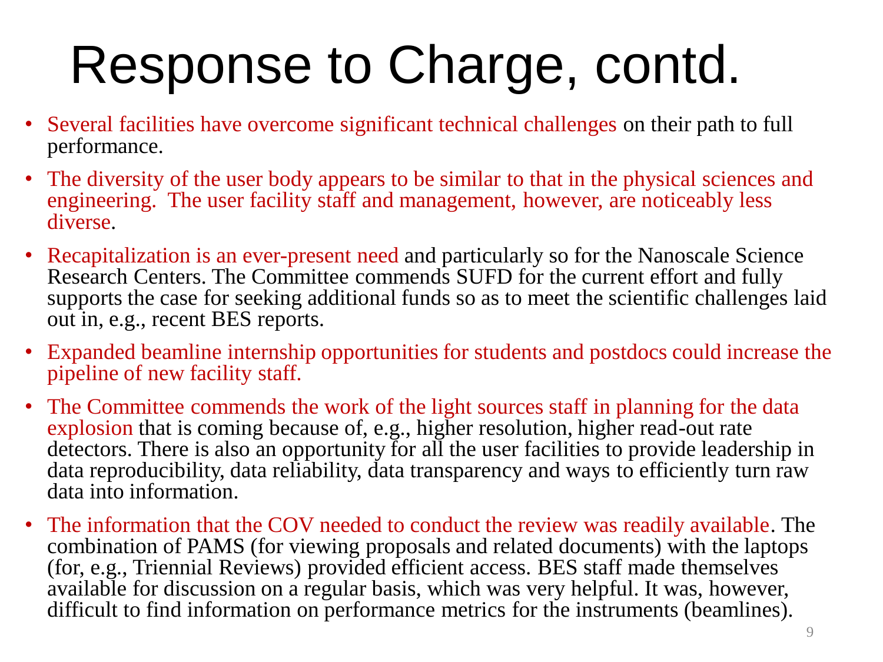# Response to Charge, contd.

- Several facilities have overcome significant technical challenges on their path to full performance.
- The diversity of the user body appears to be similar to that in the physical sciences and engineering. The user facility staff and management, however, are noticeably less diverse.
- Recapitalization is an ever-present need and particularly so for the Nanoscale Science Research Centers. The Committee commends SUFD for the current effort and fully supports the case for seeking additional funds so as to meet the scientific challenges laid out in, e.g., recent BES reports.
- Expanded beamline internship opportunities for students and postdocs could increase the pipeline of new facility staff.
- The Committee commends the work of the light sources staff in planning for the data explosion that is coming because of, e.g., higher resolution, higher read-out rate detectors. There is also an opportunity for all the user facilities to provide leadership in data reproducibility, data reliability, data transparency and ways to efficiently turn raw data into information.
- The information that the COV needed to conduct the review was readily available. The combination of PAMS (for viewing proposals and related documents) with the laptops (for, e.g., Triennial Reviews) provided efficient access. BES staff made themselves available for discussion on a regular basis, which was very helpful. It was, however, difficult to find information on performance metrics for the instruments (beamlines).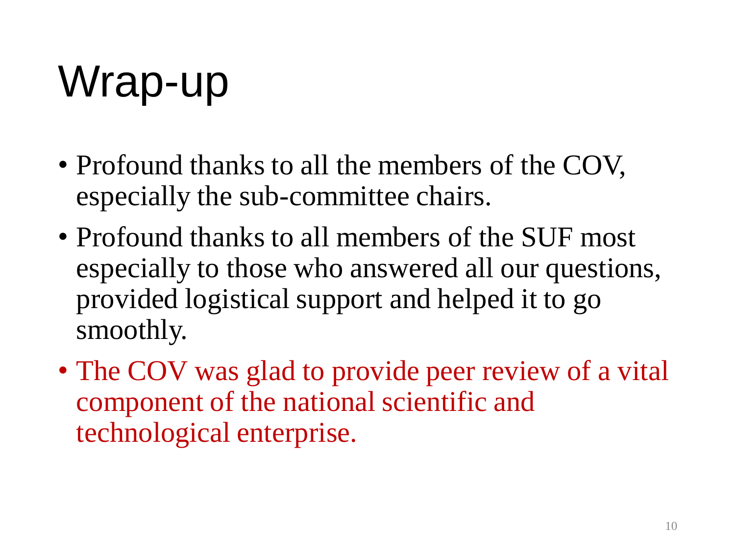# Wrap-up

- Profound thanks to all the members of the COV, especially the sub-committee chairs.
- Profound thanks to all members of the SUF most especially to those who answered all our questions, provided logistical support and helped it to go smoothly.
- The COV was glad to provide peer review of a vital component of the national scientific and technological enterprise.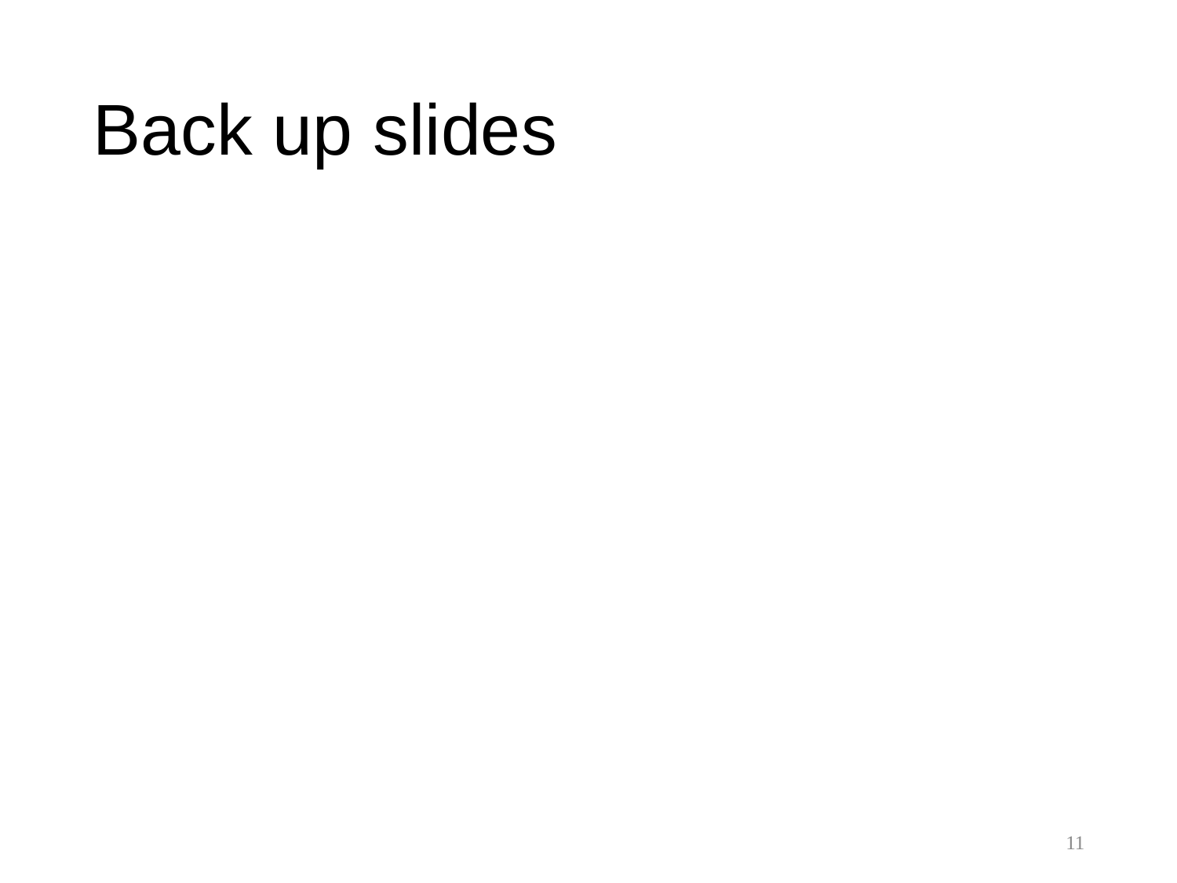# Back up slides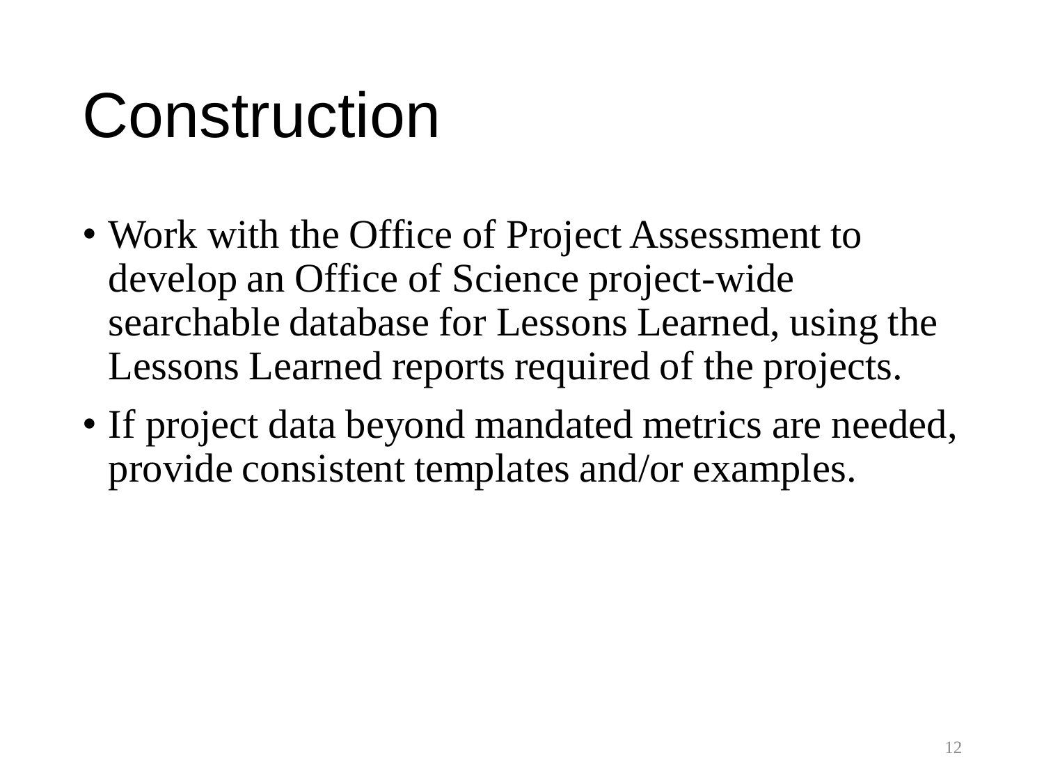# Construction

- Work with the Office of Project Assessment to develop an Office of Science project-wide searchable database for Lessons Learned, using the Lessons Learned reports required of the projects.
- If project data beyond mandated metrics are needed, provide consistent templates and/or examples.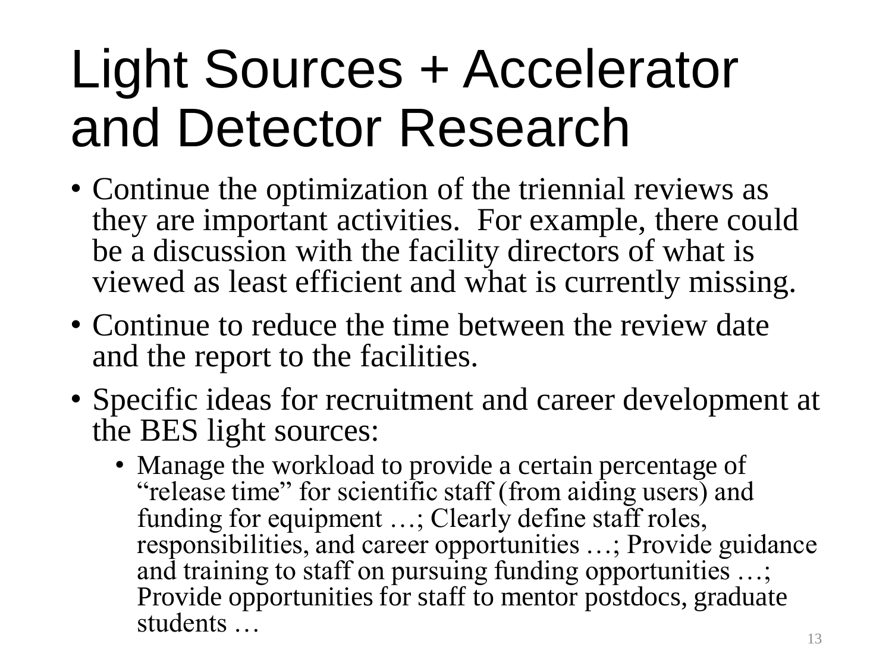# Light Sources + Accelerator and Detector Research

- Continue the optimization of the triennial reviews as they are important activities. For example, there could be a discussion with the facility directors of what is viewed as least efficient and what is currently missing.
- Continue to reduce the time between the review date and the report to the facilities.
- Specific ideas for recruitment and career development at the BES light sources:
  - Manage the workload to provide a certain percentage of "release time" for scientific staff (from aiding users) and funding for equipment …; Clearly define staff roles, responsibilities, and career opportunities …; Provide guidance and training to staff on pursuing funding opportunities …; Provide opportunities for staff to mentor postdocs, graduate students …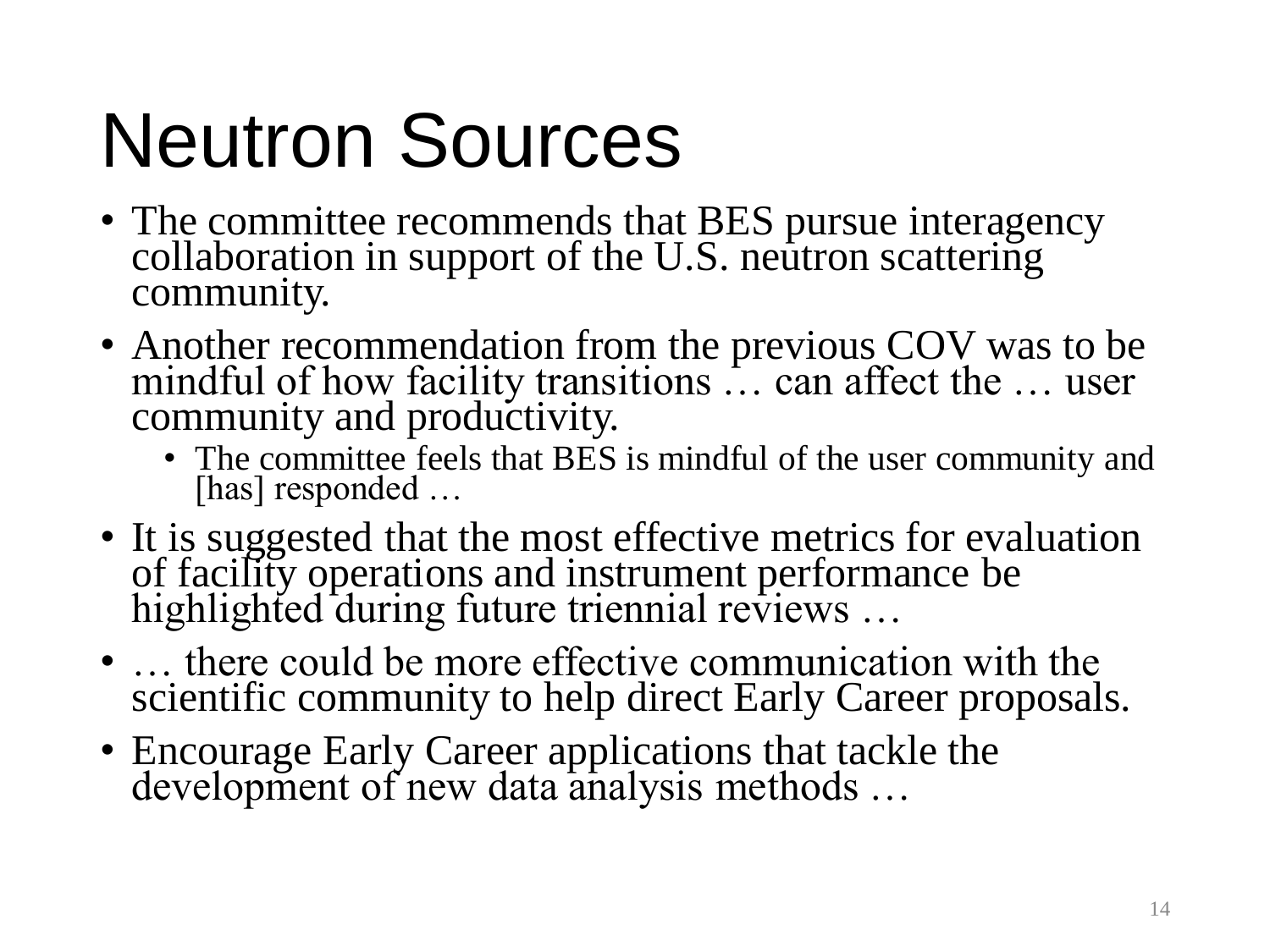# Neutron Sources

- The committee recommends that BES pursue interagency collaboration in support of the U.S. neutron scattering community.
- Another recommendation from the previous COV was to be mindful of how facility transitions … can affect the … user community and productivity.
  - The committee feels that BES is mindful of the user community and [has] responded …
- It is suggested that the most effective metrics for evaluation of facility operations and instrument performance be highlighted during future triennial reviews …
- … there could be more effective communication with the scientific community to help direct Early Career proposals.
- Encourage Early Career applications that tackle the development of new data analysis methods …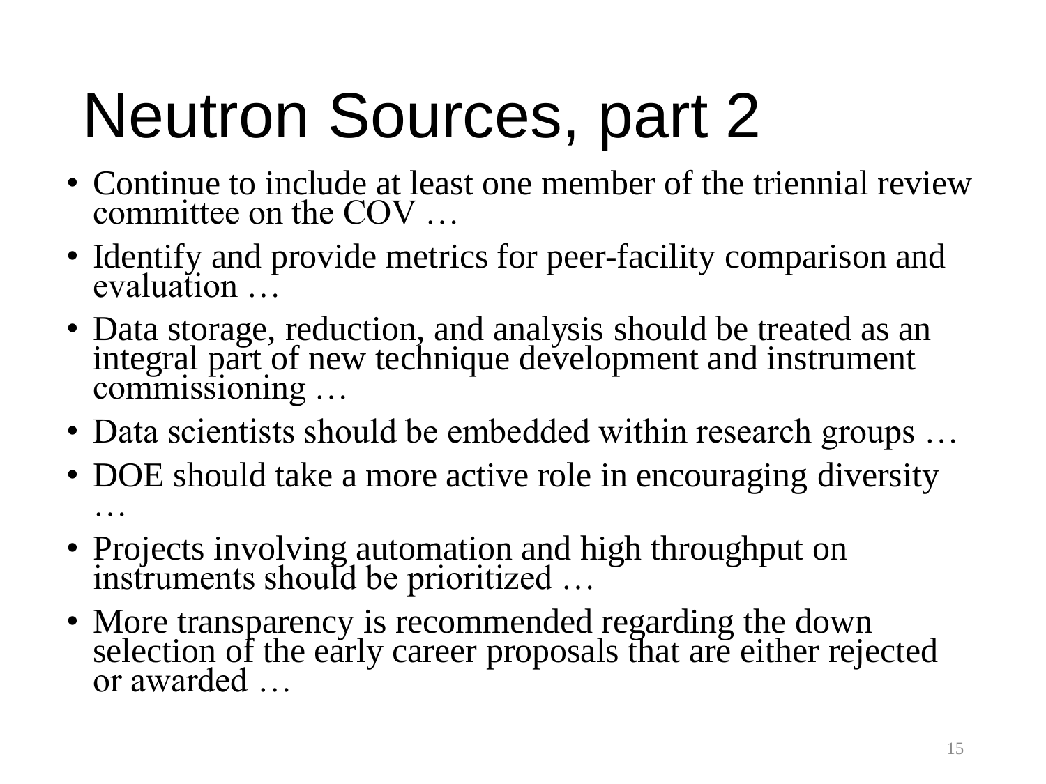# Neutron Sources, part 2

- Continue to include at least one member of the triennial review committee on the COV …
- Identify and provide metrics for peer-facility comparison and evaluation …
- Data storage, reduction, and analysis should be treated as an integral part of new technique development and instrument commissioning …
- Data scientists should be embedded within research groups …
- DOE should take a more active role in encouraging diversity …
- Projects involving automation and high throughput on instruments should be prioritized …
- More transparency is recommended regarding the down selection of the early career proposals that are either rejected or awarded …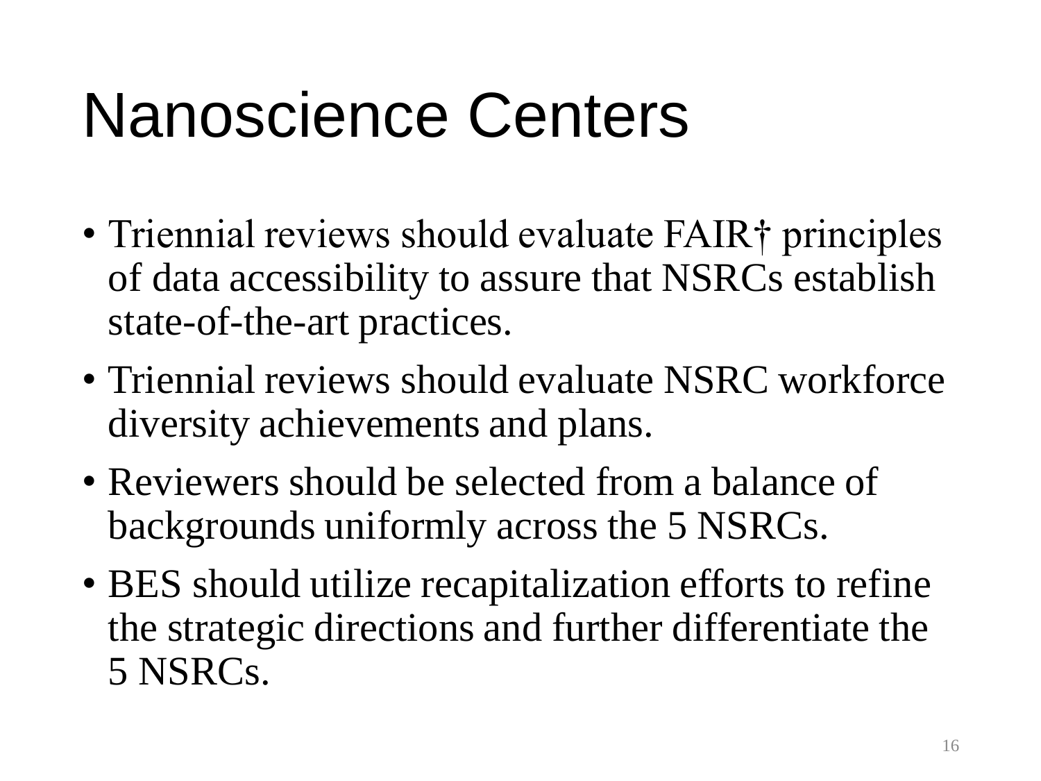# Nanoscience Centers

- Triennial reviews should evaluate FAIR† principles of data accessibility to assure that NSRCs establish state-of-the-art practices.
- Triennial reviews should evaluate NSRC workforce diversity achievements and plans.
- Reviewers should be selected from a balance of backgrounds uniformly across the 5 NSRCs.
- BES should utilize recapitalization efforts to refine the strategic directions and further differentiate the 5 NSRCs.